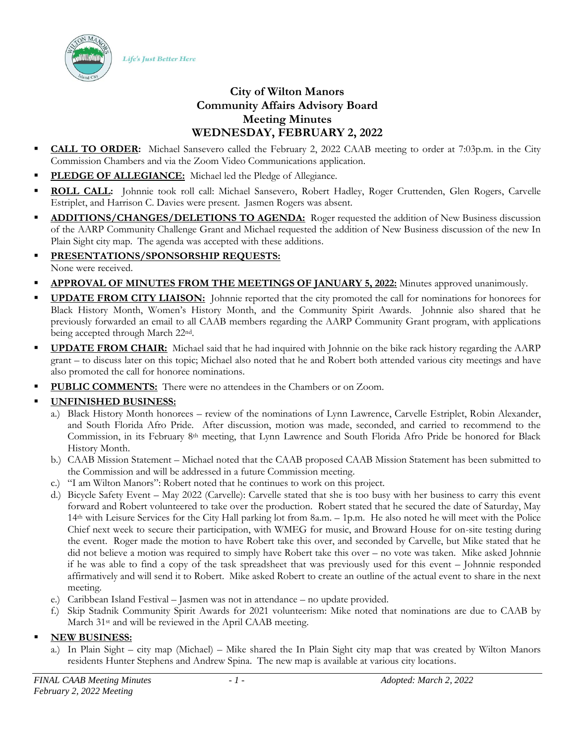Life's Just Better Here

# City of Wilton Manors
# Community Affairs Advisory Board
# Meeting Minutes
# WEDNESDAY, FEBRUARY 2, 2022

- **CALL TO ORDER:** Michael Sansevero called the February 2, 2022 CAAB meeting to order at 7:03p.m. in the City Commission Chambers and via the Zoom Video Communications application.
- **PLEDGE OF ALLEGIANCE:** Michael led the Pledge of Allegiance.
- **ROLL CALL:** Johnnie took roll call: Michael Sansevero, Robert Hadley, Roger Cruttenden, Glen Rogers, Carvelle Estriplet, and Harrison C. Davies were present. Jasmen Rogers was absent.
- **ADDITIONS/CHANGES/DELETIONS TO AGENDA:** Roger requested the addition of New Business discussion of the AARP Community Challenge Grant and Michael requested the addition of New Business discussion of the new In Plain Sight city map. The agenda was accepted with these additions.
- **PRESENTATIONS/SPONSORSHIP REQUESTS:**
  None were received.
- **APPROVAL OF MINUTES FROM THE MEETINGS OF JANUARY 5, 2022:** Minutes approved unanimously.
- **UPDATE FROM CITY LIAISON:** Johnnie reported that the city promoted the call for nominations for honorees for Black History Month, Women's History Month, and the Community Spirit Awards. Johnnie also shared that he previously forwarded an email to all CAAB members regarding the AARP Community Grant program, with applications being accepted through March 22nd.
- **UPDATE FROM CHAIR:** Michael said that he had inquired with Johnnie on the bike rack history regarding the AARP grant – to discuss later on this topic; Michael also noted that he and Robert both attended various city meetings and have also promoted the call for honoree nominations.
- **PUBLIC COMMENTS:** There were no attendees in the Chambers or on Zoom.
- **UNFINISHED BUSINESS:**
  - a.) Black History Month honorees – review of the nominations of Lynn Lawrence, Carvelle Estriplet, Robin Alexander, and South Florida Afro Pride. After discussion, motion was made, seconded, and carried to recommend to the Commission, in its February 8th meeting, that Lynn Lawrence and South Florida Afro Pride be honored for Black History Month.
  - b.) CAAB Mission Statement – Michael noted that the CAAB proposed CAAB Mission Statement has been submitted to the Commission and will be addressed in a future Commission meeting.
  - c.) "I am Wilton Manors": Robert noted that he continues to work on this project.
  - d.) Bicycle Safety Event – May 2022 (Carvelle): Carvelle stated that she is too busy with her business to carry this event forward and Robert volunteered to take over the production. Robert stated that he secured the date of Saturday, May 14th with Leisure Services for the City Hall parking lot from 8a.m. – 1p.m. He also noted he will meet with the Police Chief next week to secure their participation, with WMEG for music, and Broward House for on-site testing during the event. Roger made the motion to have Robert take this over, and seconded by Carvelle, but Mike stated that he did not believe a motion was required to simply have Robert take this over – no vote was taken. Mike asked Johnnie if he was able to find a copy of the task spreadsheet that was previously used for this event – Johnnie responded affirmatively and will send it to Robert. Mike asked Robert to create an outline of the actual event to share in the next meeting.
  - e.) Caribbean Island Festival – Jasmen was not in attendance – no update provided.
  - f.) Skip Stadnik Community Spirit Awards for 2021 volunteerism: Mike noted that nominations are due to CAAB by March 31st and will be reviewed in the April CAAB meeting.
- **NEW BUSINESS:**
  - a.) In Plain Sight – city map (Michael) – Mike shared the In Plain Sight city map that was created by Wilton Manors residents Hunter Stephens and Andrew Spina. The new map is available at various city locations.

*FINAL CAAB Meeting Minutes*
*February 2, 2022 Meeting*
*Adopted: March 2, 2022*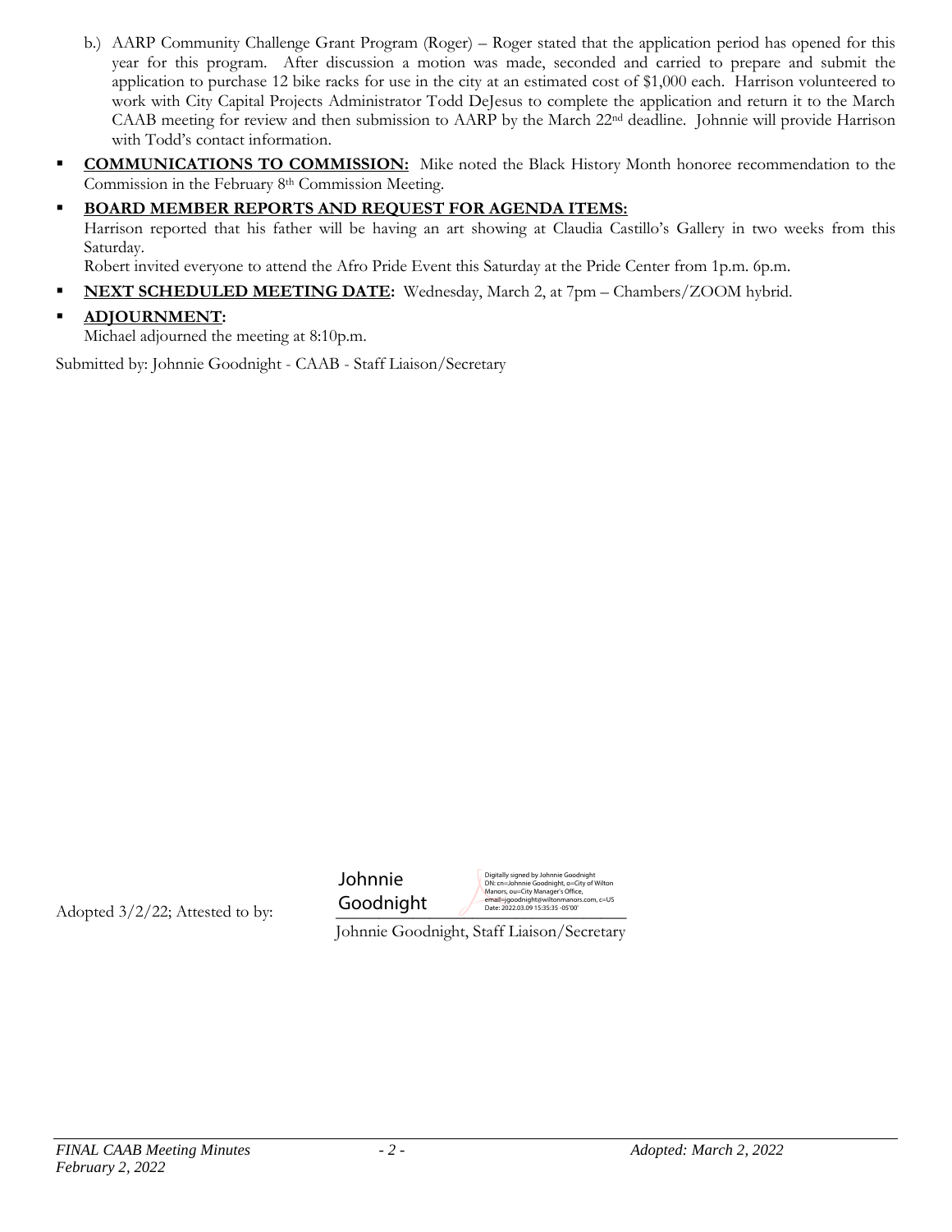b.) AARP Community Challenge Grant Program (Roger) – Roger stated that the application period has opened for this year for this program. After discussion a motion was made, seconded and carried to prepare and submit the application to purchase 12 bike racks for use in the city at an estimated cost of $1,000 each. Harrison volunteered to work with City Capital Projects Administrator Todd DeJesus to complete the application and return it to the March CAAB meeting for review and then submission to AARP by the March 22nd deadline. Johnnie will provide Harrison with Todd's contact information.

- **COMMUNICATIONS TO COMMISSION:** Mike noted the Black History Month honoree recommendation to the Commission in the February 8th Commission Meeting.

- **BOARD MEMBER REPORTS AND REQUEST FOR AGENDA ITEMS:**
  Harrison reported that his father will be having an art showing at Claudia Castillo's Gallery in two weeks from this Saturday.
  Robert invited everyone to attend the Afro Pride Event this Saturday at the Pride Center from 1p.m. 6p.m.

- **NEXT SCHEDULED MEETING DATE:** Wednesday, March 2, at 7pm – Chambers/ZOOM hybrid.

- **ADJOURNMENT:**
  Michael adjourned the meeting at 8:10p.m.

Submitted by: Johnnie Goodnight - CAAB - Staff Liaison/Secretary

Adopted 3/2/22; Attested to by:

Johnnie Goodnight
Digitally signed by Johnnie Goodnight
DN: cn=Johnnie Goodnight, o=City of Wilton Manors, ou=City Manager's Office, email=jgoodnight@wiltonmanors.com, c=US
Date: 2022.03.09 15:35:35 -05'00'

Johnnie Goodnight, Staff Liaison/Secretary